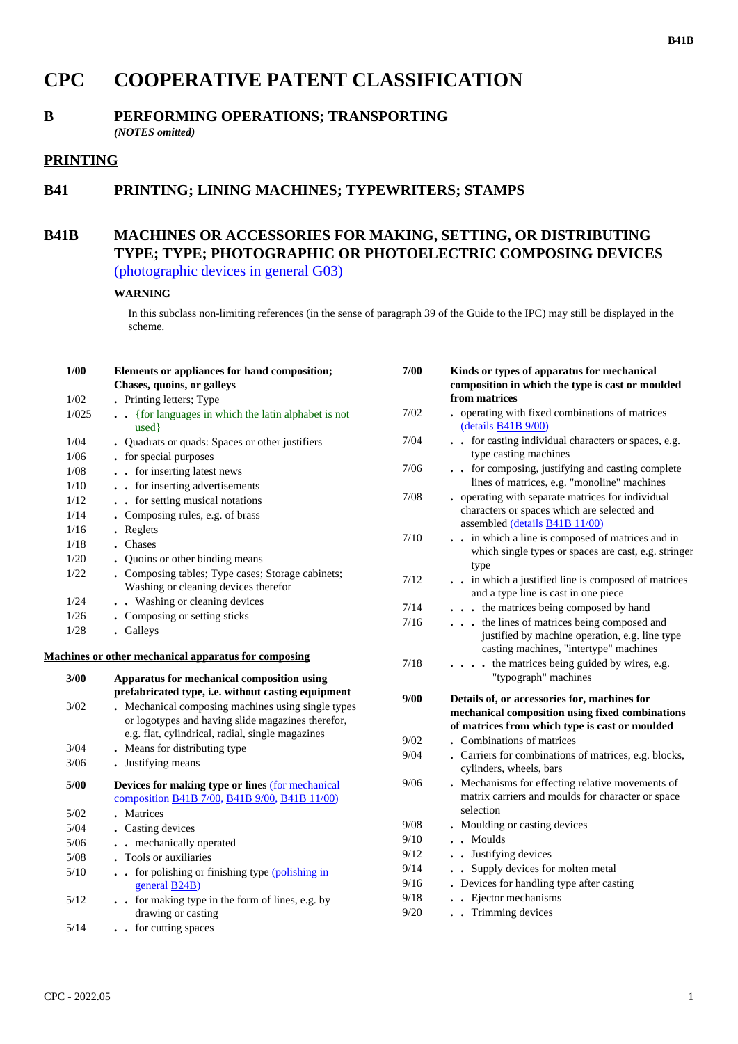# CPC COOPERATIVE PATENT CLASSIFICATION

## B PERFORMING OPERATIONS; TRANSPORTING

*(NOTES omitted)*

## PRINTING

## B41 PRINTING; LINING MACHINES; TYPEWRITERS; STAMPS

## B41B MACHINES OR ACCESSORIES FOR MAKING, SETTING, OR DISTRIBUTING TYPE; TYPE; PHOTOGRAPHIC OR PHOTOELECTRIC COMPOSING DEVICES

(photographic devices in general G03)

**WARNING**

In this subclass non-limiting references (in the sense of paragraph 39 of the Guide to the IPC) may still be displayed in the scheme.

| | |
|---|---|
| **1/00** | **Elements or appliances for hand composition; Chases, quoins, or galleys** |
| 1/02 | . Printing letters; Type |
| 1/025 | . . {for languages in which the latin alphabet is not used} |
| 1/04 | . Quadrats or quads: Spaces or other justifiers |
| 1/06 | . for special purposes |
| 1/08 | . . for inserting latest news |
| 1/10 | . . for inserting advertisements |
| 1/12 | . . for setting musical notations |
| 1/14 | . Composing rules, e.g. of brass |
| 1/16 | . Reglets |
| 1/18 | . Chases |
| 1/20 | . Quoins or other binding means |
| 1/22 | . Composing tables; Type cases; Storage cabinets; Washing or cleaning devices therefor |
| 1/24 | . . Washing or cleaning devices |
| 1/26 | . Composing or setting sticks |
| 1/28 | . Galleys |

**Machines or other mechanical apparatus for composing**

| | |
|---|---|
| **3/00** | **Apparatus for mechanical composition using prefabricated type, i.e. without casting equipment** |
| 3/02 | . Mechanical composing machines using single types or logotypes and having slide magazines therefor, e.g. flat, cylindrical, radial, single magazines |
| 3/04 | . Means for distributing type |
| 3/06 | . Justifying means |
| **5/00** | **Devices for making type or lines** (for mechanical composition B41B 7/00, B41B 9/00, B41B 11/00) |
| 5/02 | . Matrices |
| 5/04 | . Casting devices |
| 5/06 | . . mechanically operated |
| 5/08 | . Tools or auxiliaries |
| 5/10 | . . for polishing or finishing type (polishing in general B24B) |
| 5/12 | . . for making type in the form of lines, e.g. by drawing or casting |
| 5/14 | . . for cutting spaces |
| **7/00** | **Kinds or types of apparatus for mechanical composition in which the type is cast or moulded from matrices** |
| 7/02 | . operating with fixed combinations of matrices (details B41B 9/00) |
| 7/04 | . . for casting individual characters or spaces, e.g. type casting machines |
| 7/06 | . . for composing, justifying and casting complete lines of matrices, e.g. "monoline" machines |
| 7/08 | . operating with separate matrices for individual characters or spaces which are selected and assembled (details B41B 11/00) |
| 7/10 | . . in which a line is composed of matrices and in which single types or spaces are cast, e.g. stringer type |
| 7/12 | . . in which a justified line is composed of matrices and a type line is cast in one piece |
| 7/14 | . . . the matrices being composed by hand |
| 7/16 | . . . the lines of matrices being composed and justified by machine operation, e.g. line type casting machines, "intertype" machines |
| 7/18 | . . . . the matrices being guided by wires, e.g. "typograph" machines |
| **9/00** | **Details of, or accessories for, machines for mechanical composition using fixed combinations of matrices from which type is cast or moulded** |
| 9/02 | . Combinations of matrices |
| 9/04 | . Carriers for combinations of matrices, e.g. blocks, cylinders, wheels, bars |
| 9/06 | . Mechanisms for effecting relative movements of matrix carriers and moulds for character or space selection |
| 9/08 | . Moulding or casting devices |
| 9/10 | . . Moulds |
| 9/12 | . . Justifying devices |
| 9/14 | . . Supply devices for molten metal |
| 9/16 | . Devices for handling type after casting |
| 9/18 | . . Ejector mechanisms |
| 9/20 | . . Trimming devices |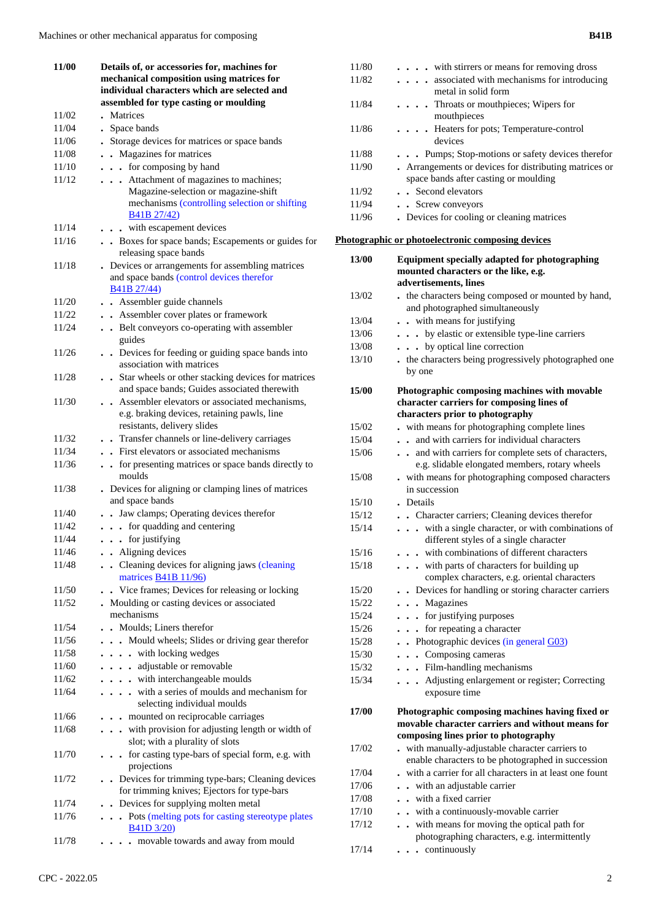| | |
|---|---|
| **11/00** | **Details of, or accessories for, machines for mechanical composition using matrices for individual characters which are selected and assembled for type casting or moulding** |
| 11/02 | . Matrices |
| 11/04 | . Space bands |
| 11/06 | . Storage devices for matrices or space bands |
| 11/08 | . . Magazines for matrices |
| 11/10 | . . . for composing by hand |
| 11/12 | . . . Attachment of magazines to machines; Magazine-selection or magazine-shift mechanisms (controlling selection or shifting B41B 27/42) |
| 11/14 | . . . with escapement devices |
| 11/16 | . . Boxes for space bands; Escapements or guides for releasing space bands |
| 11/18 | . Devices or arrangements for assembling matrices and space bands (control devices therefor B41B 27/44) |
| 11/20 | . . Assembler guide channels |
| 11/22 | . . Assembler cover plates or framework |
| 11/24 | . . Belt conveyors co-operating with assembler guides |
| 11/26 | . . Devices for feeding or guiding space bands into association with matrices |
| 11/28 | . . Star wheels or other stacking devices for matrices and space bands; Guides associated therewith |
| 11/30 | . . Assembler elevators or associated mechanisms, e.g. braking devices, retaining pawls, line resistants, delivery slides |
| 11/32 | . . Transfer channels or line-delivery carriages |
| 11/34 | . . First elevators or associated mechanisms |
| 11/36 | . . for presenting matrices or space bands directly to moulds |
| 11/38 | . Devices for aligning or clamping lines of matrices and space bands |
| 11/40 | . . Jaw clamps; Operating devices therefor |
| 11/42 | . . . for quadding and centering |
| 11/44 | . . . for justifying |
| 11/46 | . . Aligning devices |
| 11/48 | . . Cleaning devices for aligning jaws (cleaning matrices B41B 11/96) |
| 11/50 | . . Vice frames; Devices for releasing or locking |
| 11/52 | . Moulding or casting devices or associated mechanisms |
| 11/54 | . . Moulds; Liners therefor |
| 11/56 | . . . Mould wheels; Slides or driving gear therefor |
| 11/58 | . . . . with locking wedges |
| 11/60 | . . . . adjustable or removable |
| 11/62 | . . . . with interchangeable moulds |
| 11/64 | . . . . with a series of moulds and mechanism for selecting individual moulds |
| 11/66 | . . . mounted on reciprocable carriages |
| 11/68 | . . . with provision for adjusting length or width of slot; with a plurality of slots |
| 11/70 | . . . for casting type-bars of special form, e.g. with projections |
| 11/72 | . . Devices for trimming type-bars; Cleaning devices for trimming knives; Ejectors for type-bars |
| 11/74 | . . Devices for supplying molten metal |
| 11/76 | . . . Pots (melting pots for casting stereotype plates B41D 3/20) |
| 11/78 | . . . . movable towards and away from mould |
| 11/80 | . . . . with stirrers or means for removing dross |
| 11/82 | . . . . associated with mechanisms for introducing metal in solid form |
| 11/84 | . . . . Throats or mouthpieces; Wipers for mouthpieces |
| 11/86 | . . . . Heaters for pots; Temperature-control devices |
| 11/88 | . . . Pumps; Stop-motions or safety devices therefor |
| 11/90 | . Arrangements or devices for distributing matrices or space bands after casting or moulding |
| 11/92 | . . Second elevators |
| 11/94 | . . Screw conveyors |
| 11/96 | . Devices for cooling or cleaning matrices |

## Photographic or photoelectronic composing devices

| | |
|---|---|
| **13/00** | **Equipment specially adapted for photographing mounted characters or the like, e.g. advertisements, lines** |
| 13/02 | . the characters being composed or mounted by hand, and photographed simultaneously |
| 13/04 | . . with means for justifying |
| 13/06 | . . . by elastic or extensible type-line carriers |
| 13/08 | . . . by optical line correction |
| 13/10 | . the characters being progressively photographed one by one |
| **15/00** | **Photographic composing machines with movable character carriers for composing lines of characters prior to photography** |
| 15/02 | . with means for photographing complete lines |
| 15/04 | . . and with carriers for individual characters |
| 15/06 | . . and with carriers for complete sets of characters, e.g. slidable elongated members, rotary wheels |
| 15/08 | . with means for photographing composed characters in succession |
| 15/10 | . Details |
| 15/12 | . . Character carriers; Cleaning devices therefor |
| 15/14 | . . . with a single character, or with combinations of different styles of a single character |
| 15/16 | . . . with combinations of different characters |
| 15/18 | . . . with parts of characters for building up complex characters, e.g. oriental characters |
| 15/20 | . . Devices for handling or storing character carriers |
| 15/22 | . . . Magazines |
| 15/24 | . . . for justifying purposes |
| 15/26 | . . . for repeating a character |
| 15/28 | . . Photographic devices (in general G03) |
| 15/30 | . . . Composing cameras |
| 15/32 | . . . Film-handling mechanisms |
| 15/34 | . . . Adjusting enlargement or register; Correcting exposure time |
| **17/00** | **Photographic composing machines having fixed or movable character carriers and without means for composing lines prior to photography** |
| 17/02 | . with manually-adjustable character carriers to enable characters to be photographed in succession |
| 17/04 | . with a carrier for all characters in at least one fount |
| 17/06 | . . with an adjustable carrier |
| 17/08 | . . with a fixed carrier |
| 17/10 | . . with a continuously-movable carrier |
| 17/12 | . . with means for moving the optical path for photographing characters, e.g. intermittently |
| 17/14 | . . . continuously |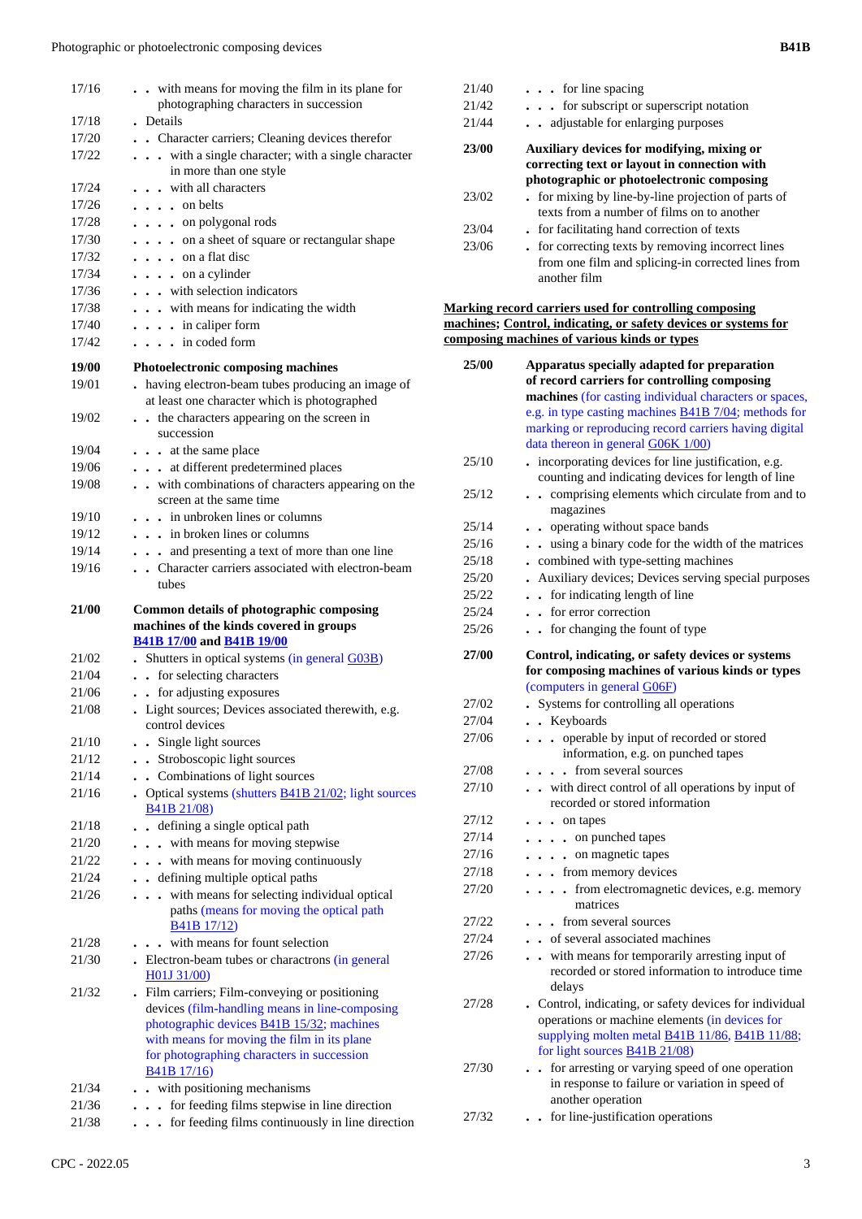| | |
|---|---|
| 17/16 | . . with means for moving the film in its plane for photographing characters in succession |
| 17/18 | . Details |
| 17/20 | . . Character carriers; Cleaning devices therefor |
| 17/22 | . . . with a single character; with a single character in more than one style |
| 17/24 | . . . with all characters |
| 17/26 | . . . . on belts |
| 17/28 | . . . . on polygonal rods |
| 17/30 | . . . . on a sheet of square or rectangular shape |
| 17/32 | . . . . on a flat disc |
| 17/34 | . . . . on a cylinder |
| 17/36 | . . . with selection indicators |
| 17/38 | . . . with means for indicating the width |
| 17/40 | . . . . in caliper form |
| 17/42 | . . . . in coded form |
| **19/00** | **Photoelectronic composing machines** |
| 19/01 | . having electron-beam tubes producing an image of at least one character which is photographed |
| 19/02 | . . the characters appearing on the screen in succession |
| 19/04 | . . . at the same place |
| 19/06 | . . . at different predetermined places |
| 19/08 | . . with combinations of characters appearing on the screen at the same time |
| 19/10 | . . . in unbroken lines or columns |
| 19/12 | . . . in broken lines or columns |
| 19/14 | . . . and presenting a text of more than one line |
| 19/16 | . . Character carriers associated with electron-beam tubes |
| **21/00** | **Common details of photographic composing machines of the kinds covered in groups B41B 17/00 and B41B 19/00** |
| 21/02 | . Shutters in optical systems (in general G03B) |
| 21/04 | . . for selecting characters |
| 21/06 | . . for adjusting exposures |
| 21/08 | . Light sources; Devices associated therewith, e.g. control devices |
| 21/10 | . . Single light sources |
| 21/12 | . . Stroboscopic light sources |
| 21/14 | . . Combinations of light sources |
| 21/16 | . Optical systems (shutters B41B 21/02; light sources B41B 21/08) |
| 21/18 | . . defining a single optical path |
| 21/20 | . . . with means for moving stepwise |
| 21/22 | . . . with means for moving continuously |
| 21/24 | . . defining multiple optical paths |
| 21/26 | . . . with means for selecting individual optical paths (means for moving the optical path B41B 17/12) |
| 21/28 | . . . with means for fount selection |
| 21/30 | . Electron-beam tubes or charactrons (in general H01J 31/00) |
| 21/32 | . Film carriers; Film-conveying or positioning devices (film-handling means in line-composing photographic devices B41B 15/32; machines with means for moving the film in its plane for photographing characters in succession B41B 17/16) |
| 21/34 | . . with positioning mechanisms |
| 21/36 | . . . for feeding films stepwise in line direction |
| 21/38 | . . . for feeding films continuously in line direction |
| 21/40 | . . . for line spacing |
| 21/42 | . . . for subscript or superscript notation |
| 21/44 | . . adjustable for enlarging purposes |
| **23/00** | **Auxiliary devices for modifying, mixing or correcting text or layout in connection with photographic or photoelectronic composing** |
| 23/02 | . for mixing by line-by-line projection of parts of texts from a number of films on to another |
| 23/04 | . for facilitating hand correction of texts |
| 23/06 | . for correcting texts by removing incorrect lines from one film and splicing-in corrected lines from another film |

**Marking record carriers used for controlling composing machines; Control, indicating, or safety devices or systems for composing machines of various kinds or types**

| | |
|---|---|
| **25/00** | **Apparatus specially adapted for preparation of record carriers for controlling composing machines** (for casting individual characters or spaces, e.g. in type casting machines B41B 7/04; methods for marking or reproducing record carriers having digital data thereon in general G06K 1/00) |
| 25/10 | . incorporating devices for line justification, e.g. counting and indicating devices for length of line |
| 25/12 | . . comprising elements which circulate from and to magazines |
| 25/14 | . . operating without space bands |
| 25/16 | . . using a binary code for the width of the matrices |
| 25/18 | . combined with type-setting machines |
| 25/20 | . Auxiliary devices; Devices serving special purposes |
| 25/22 | . . for indicating length of line |
| 25/24 | . . for error correction |
| 25/26 | . . for changing the fount of type |
| **27/00** | **Control, indicating, or safety devices or systems for composing machines of various kinds or types** (computers in general G06F) |
| 27/02 | . Systems for controlling all operations |
| 27/04 | . . Keyboards |
| 27/06 | . . . operable by input of recorded or stored information, e.g. on punched tapes |
| 27/08 | . . . . from several sources |
| 27/10 | . . with direct control of all operations by input of recorded or stored information |
| 27/12 | . . . on tapes |
| 27/14 | . . . . on punched tapes |
| 27/16 | . . . . on magnetic tapes |
| 27/18 | . . . from memory devices |
| 27/20 | . . . . from electromagnetic devices, e.g. memory matrices |
| 27/22 | . . . from several sources |
| 27/24 | . . of several associated machines |
| 27/26 | . . with means for temporarily arresting input of recorded or stored information to introduce time delays |
| 27/28 | . Control, indicating, or safety devices for individual operations or machine elements (in devices for supplying molten metal B41B 11/86, B41B 11/88; for light sources B41B 21/08) |
| 27/30 | . . for arresting or varying speed of one operation in response to failure or variation in speed of another operation |
| 27/32 | . . for line-justification operations |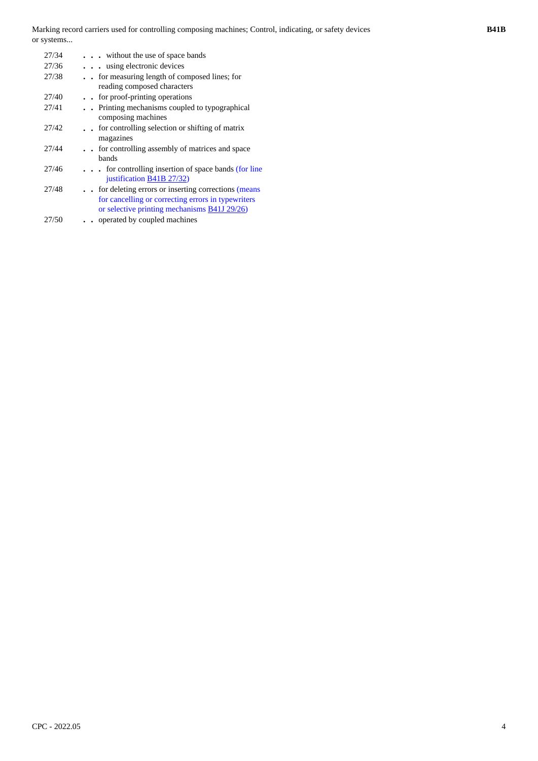| | |
|---|---|
| 27/34 | . . . without the use of space bands |
| 27/36 | . . . using electronic devices |
| 27/38 | . . for measuring length of composed lines; for reading composed characters |
| 27/40 | . . for proof-printing operations |
| 27/41 | . . Printing mechanisms coupled to typographical composing machines |
| 27/42 | . . for controlling selection or shifting of matrix magazines |
| 27/44 | . . for controlling assembly of matrices and space bands |
| 27/46 | . . . for controlling insertion of space bands (for line justification B41B 27/32) |
| 27/48 | . . for deleting errors or inserting corrections (means for cancelling or correcting errors in typewriters or selective printing mechanisms B41J 29/26) |
| 27/50 | . . operated by coupled machines |